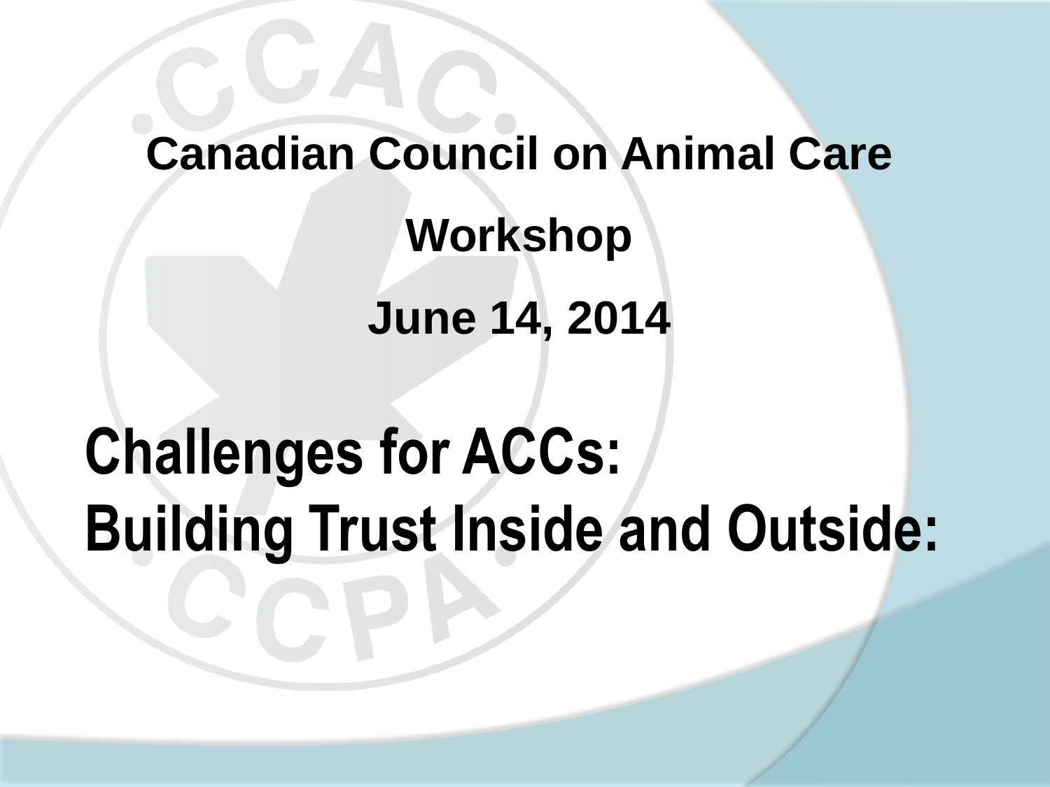**Canadian Council on Animal Care**

**Workshop**

**June 14, 2014**

# Challenges for ACCs: Building Trust Inside and Outside: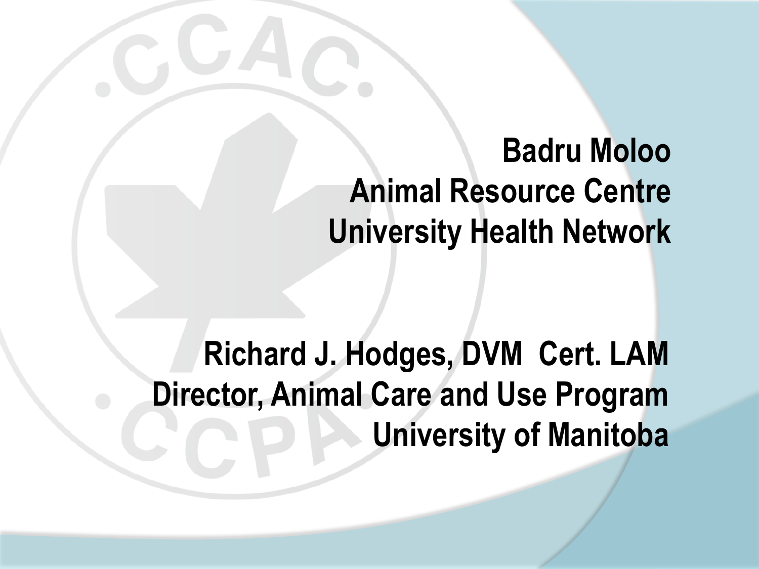**Badru Moloo**
**Animal Resource Centre**
**University Health Network**

**Richard J. Hodges, DVM Cert. LAM**
**Director, Animal Care and Use Program**
**University of Manitoba**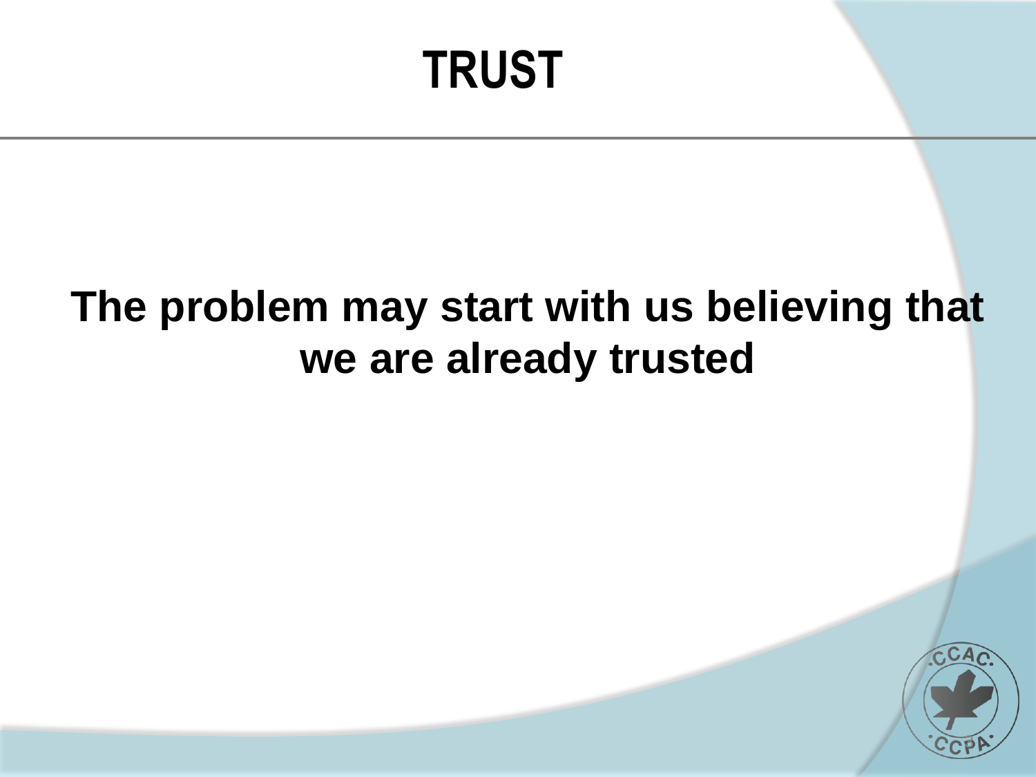# TRUST

**The problem may start with us believing that we are already trusted**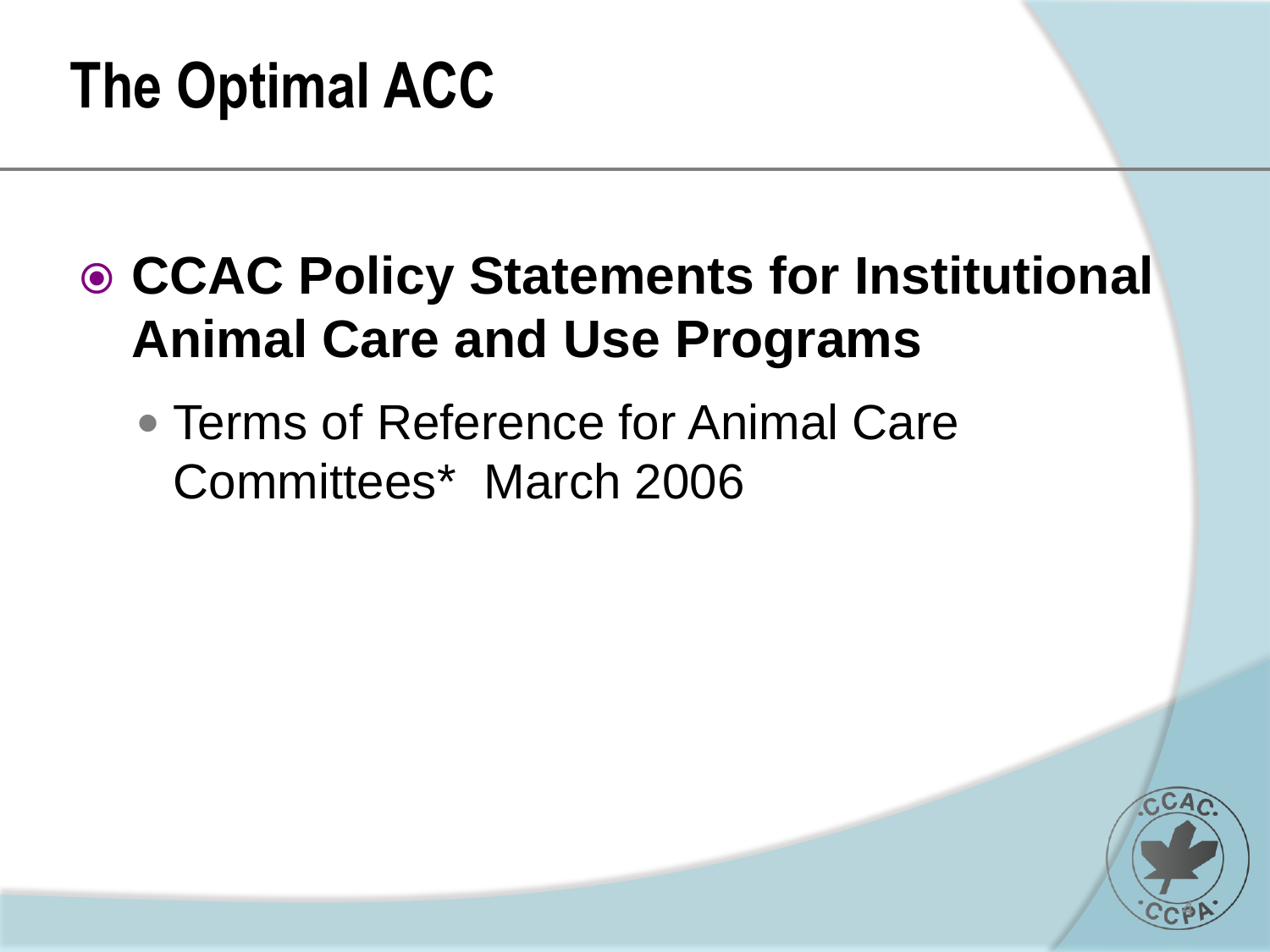# The Optimal ACC

- **CCAC Policy Statements for Institutional Animal Care and Use Programs**
  - Terms of Reference for Animal Care Committees*  March 2006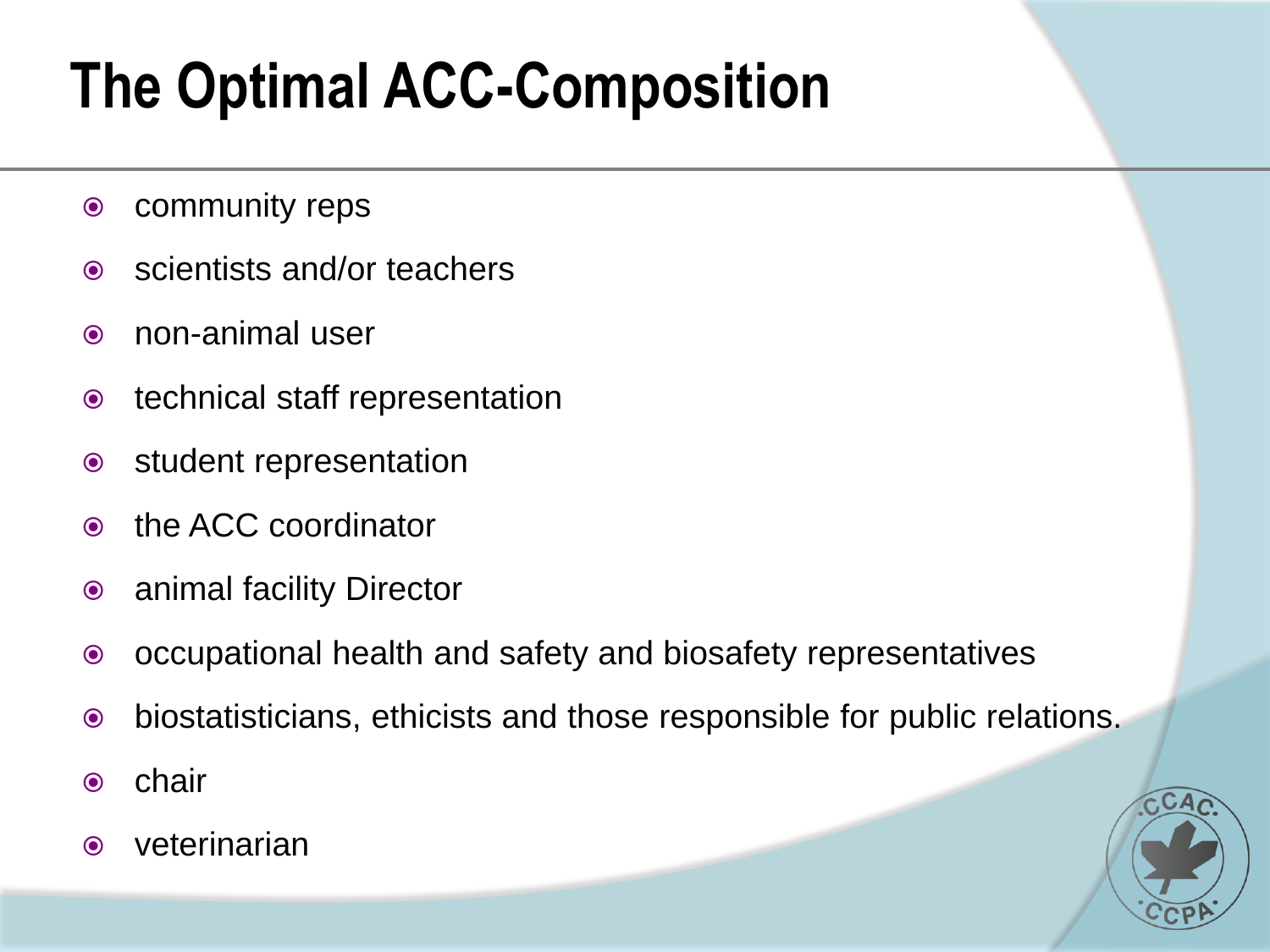# The Optimal ACC-Composition

- community reps
- scientists and/or teachers
- non-animal user
- technical staff representation
- student representation
- the ACC coordinator
- animal facility Director
- occupational health and safety and biosafety representatives
- biostatisticians, ethicists and those responsible for public relations.
- chair
- veterinarian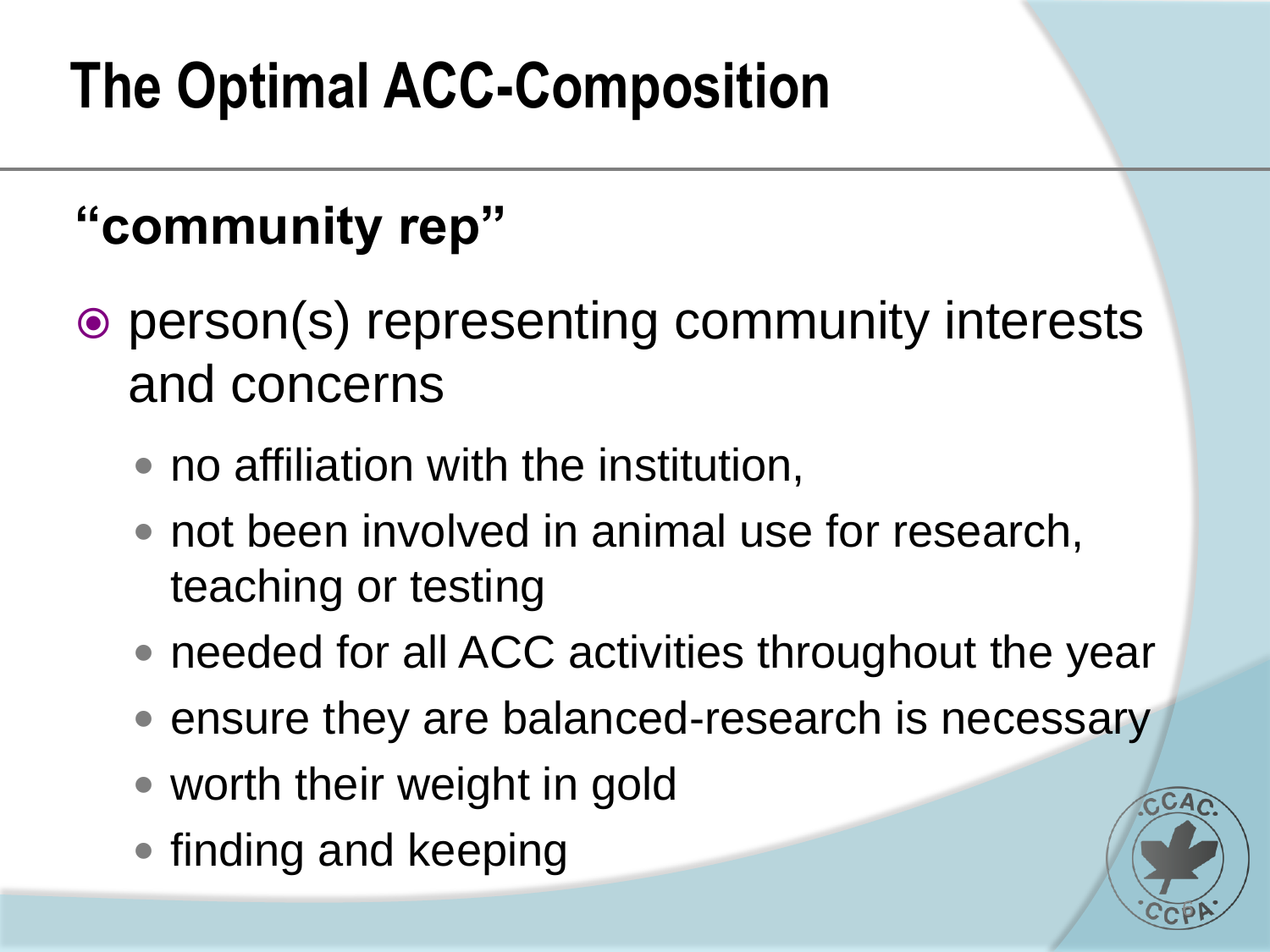# The Optimal ACC-Composition

## "community rep"

- person(s) representing community interests and concerns
  - no affiliation with the institution,
  - not been involved in animal use for research, teaching or testing
  - needed for all ACC activities throughout the year
  - ensure they are balanced-research is necessary
  - worth their weight in gold
  - finding and keeping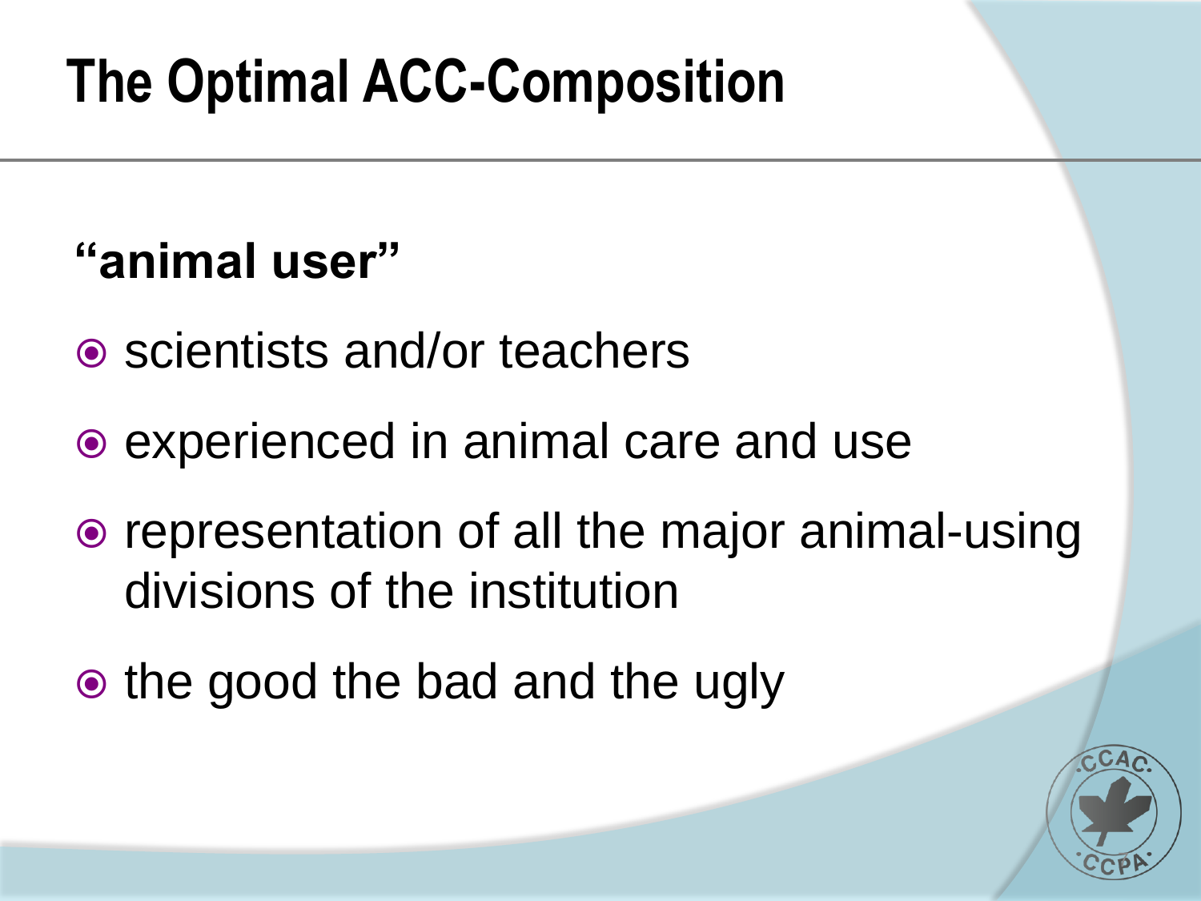# The Optimal ACC-Composition

**"animal user"**

- scientists and/or teachers
- experienced in animal care and use
- representation of all the major animal-using divisions of the institution
- the good the bad and the ugly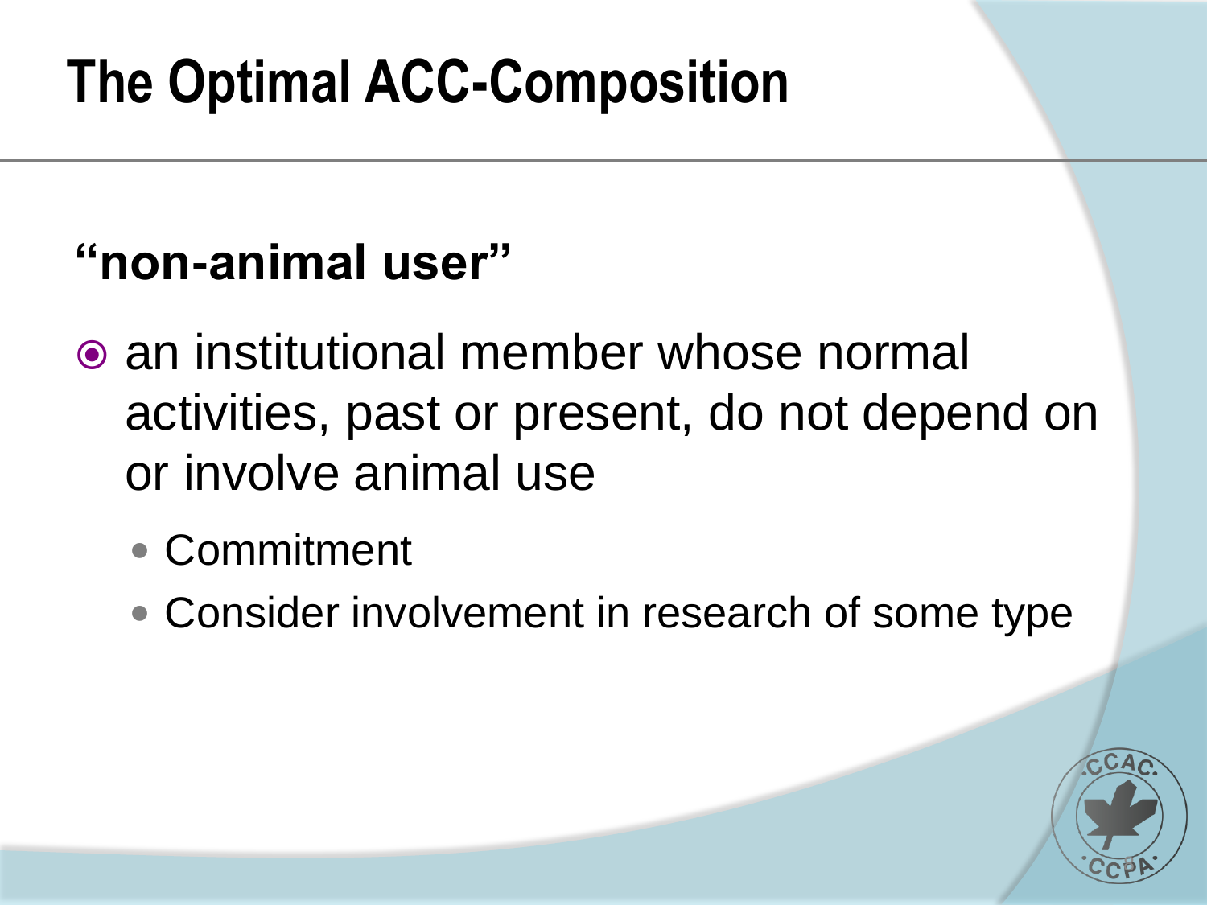# The Optimal ACC-Composition

## "non-animal user"

- an institutional member whose normal activities, past or present, do not depend on or involve animal use
  - Commitment
  - Consider involvement in research of some type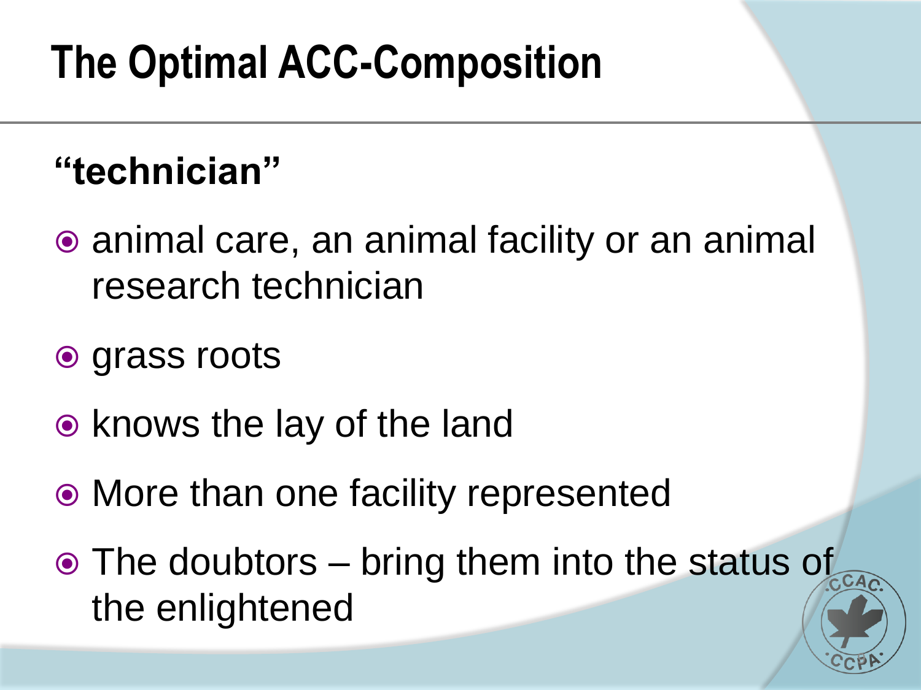# The Optimal ACC-Composition

## "technician"

- animal care, an animal facility or an animal research technician
- grass roots
- knows the lay of the land
- More than one facility represented
- The doubtors – bring them into the status of the enlightened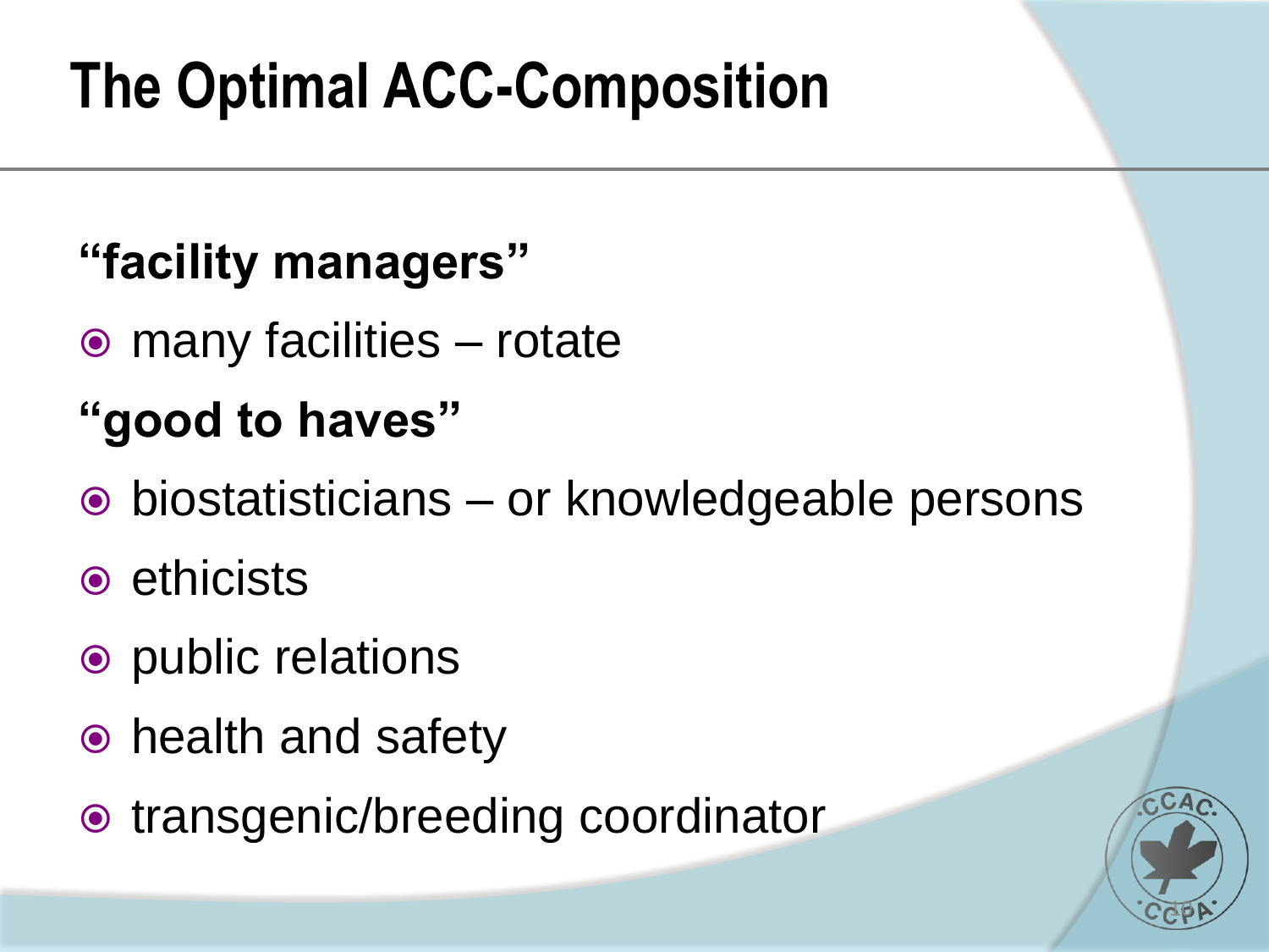# The Optimal ACC-Composition

**"facility managers"**

- many facilities – rotate

**"good to haves"**

- biostatisticians – or knowledgeable persons
- ethicists
- public relations
- health and safety
- transgenic/breeding coordinator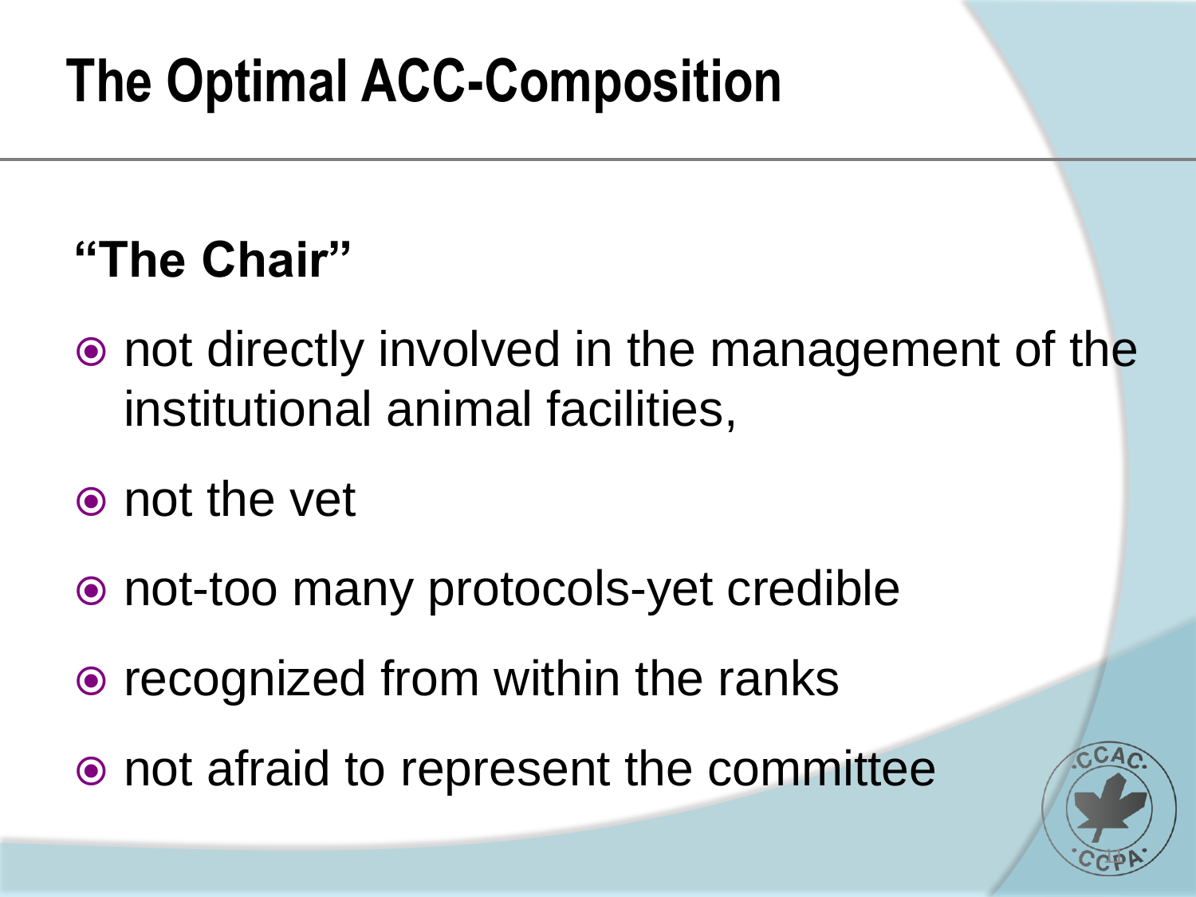# The Optimal ACC-Composition

## "The Chair"

- not directly involved in the management of the institutional animal facilities,
- not the vet
- not-too many protocols-yet credible
- recognized from within the ranks
- not afraid to represent the committee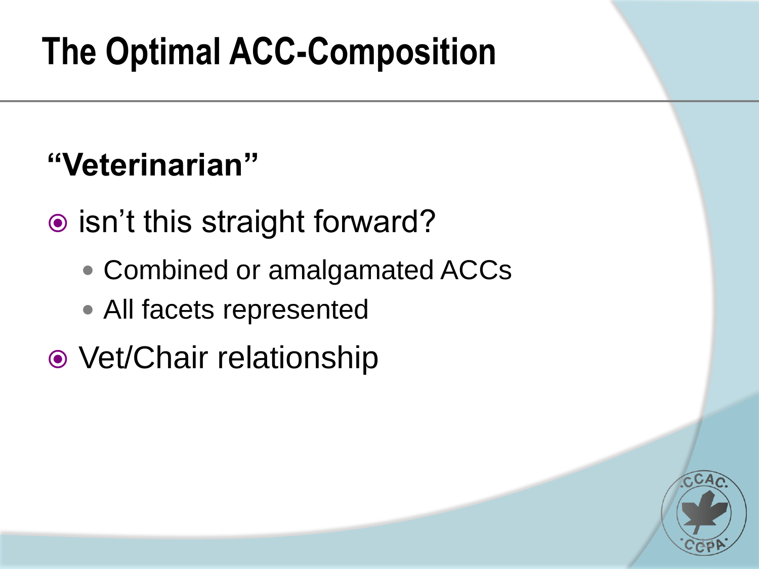# The Optimal ACC-Composition

## "Veterinarian"

- isn't this straight forward?
  - Combined or amalgamated ACCs
  - All facets represented
- Vet/Chair relationship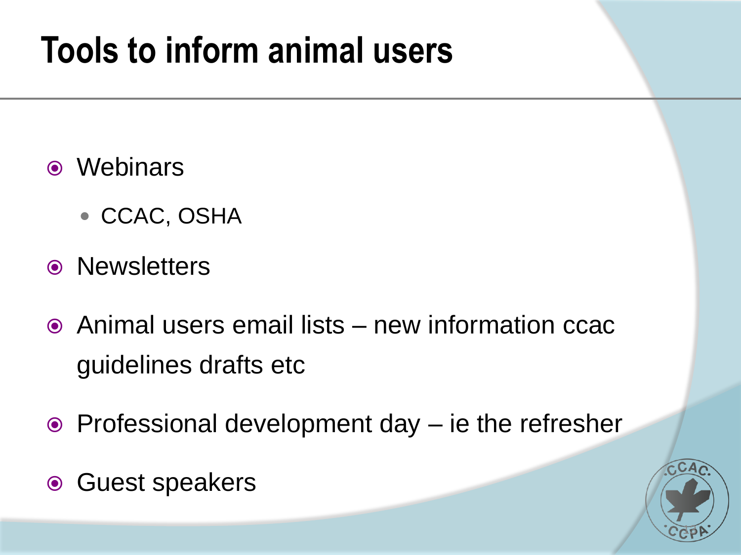# Tools to inform animal users

- Webinars
  - CCAC, OSHA
- Newsletters
- Animal users email lists – new information ccac guidelines drafts etc
- Professional development day – ie the refresher
- Guest speakers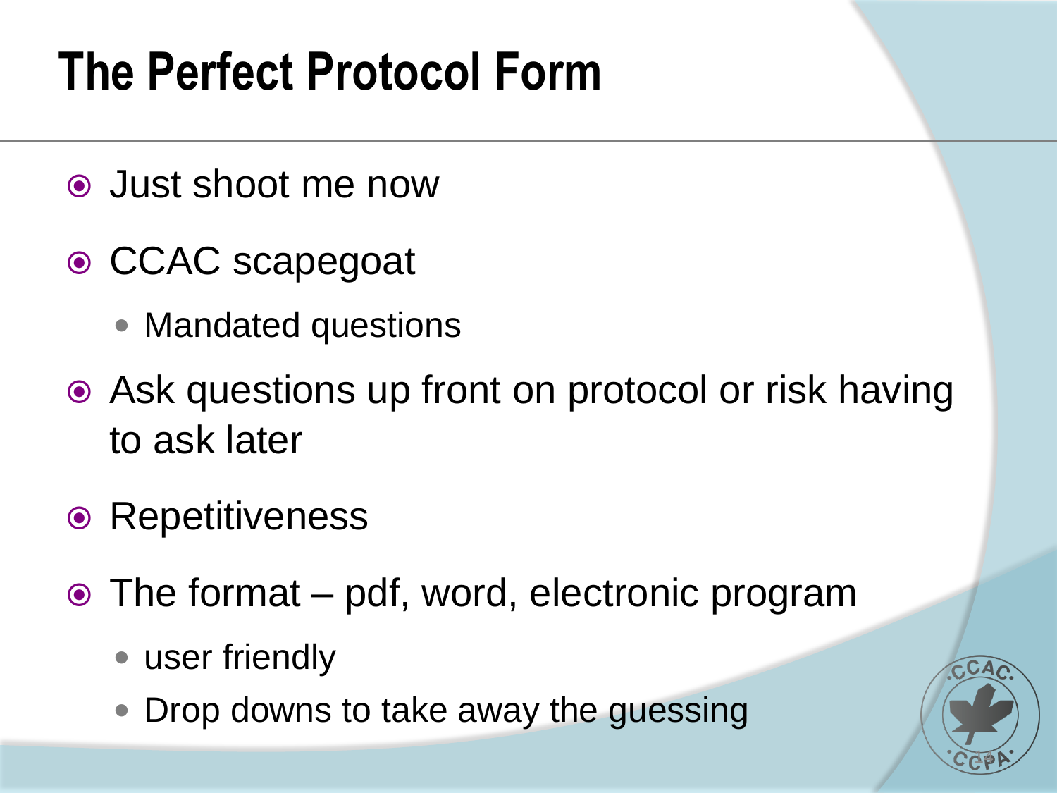# The Perfect Protocol Form

- Just shoot me now
- CCAC scapegoat
  - Mandated questions
- Ask questions up front on protocol or risk having to ask later
- Repetitiveness
- The format – pdf, word, electronic program
  - user friendly
  - Drop downs to take away the guessing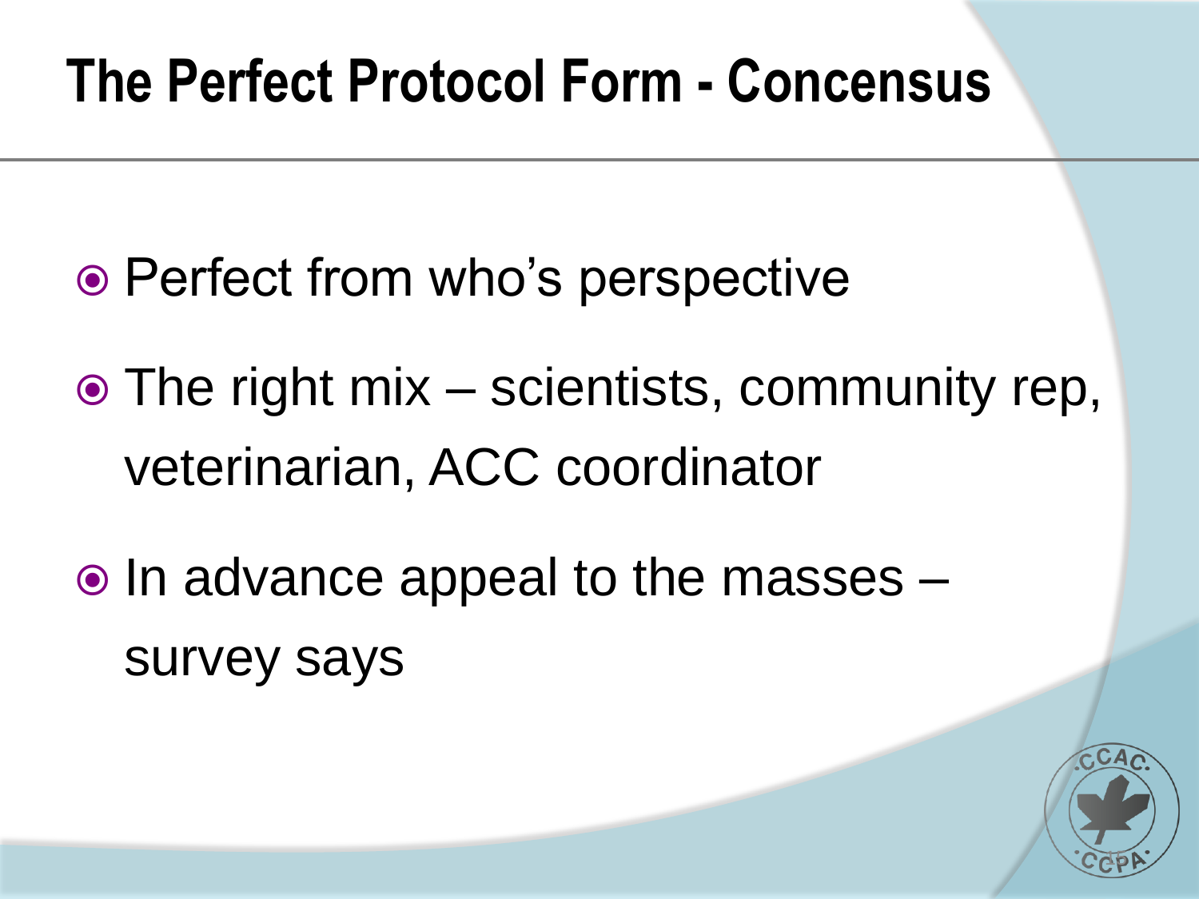# The Perfect Protocol Form - Concensus

- Perfect from who's perspective
- The right mix – scientists, community rep, veterinarian, ACC coordinator
- In advance appeal to the masses – survey says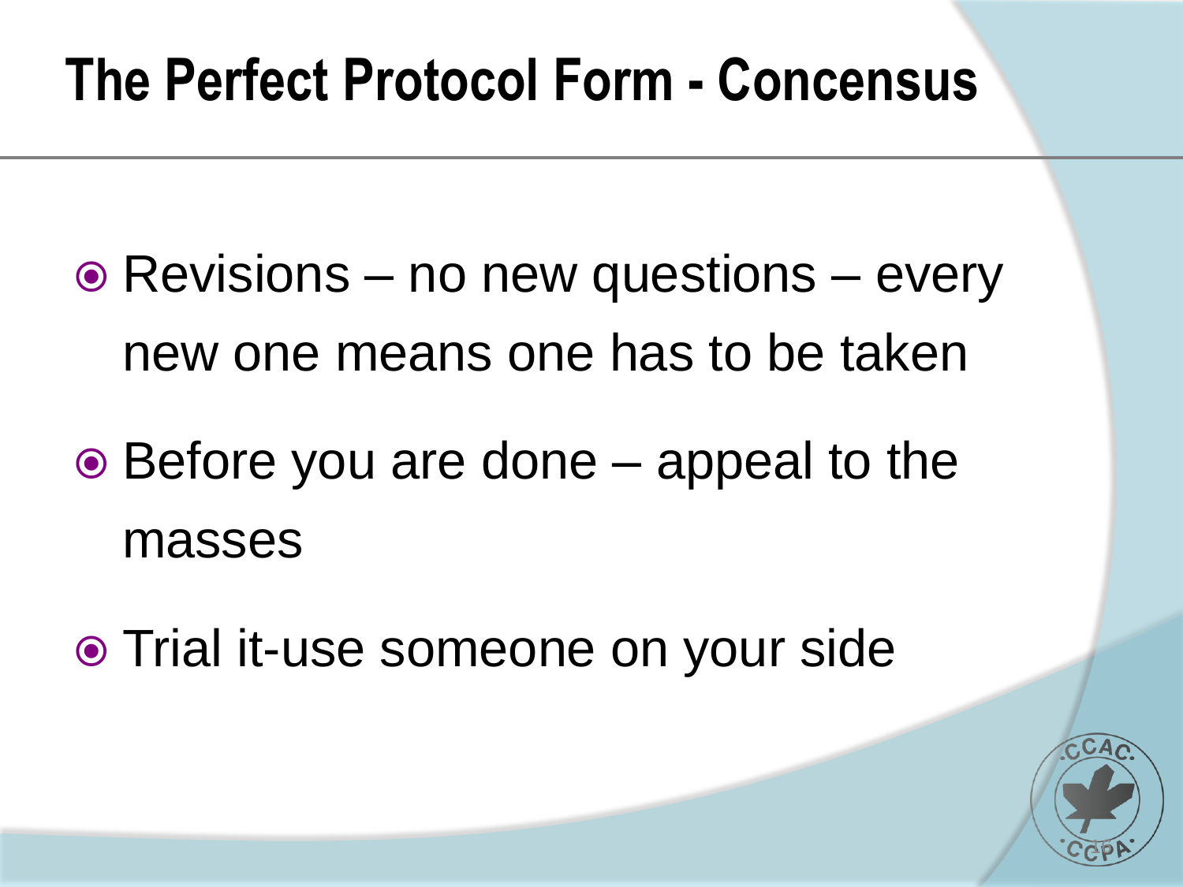# The Perfect Protocol Form - Concensus

- Revisions – no new questions – every new one means one has to be taken
- Before you are done – appeal to the masses
- Trial it-use someone on your side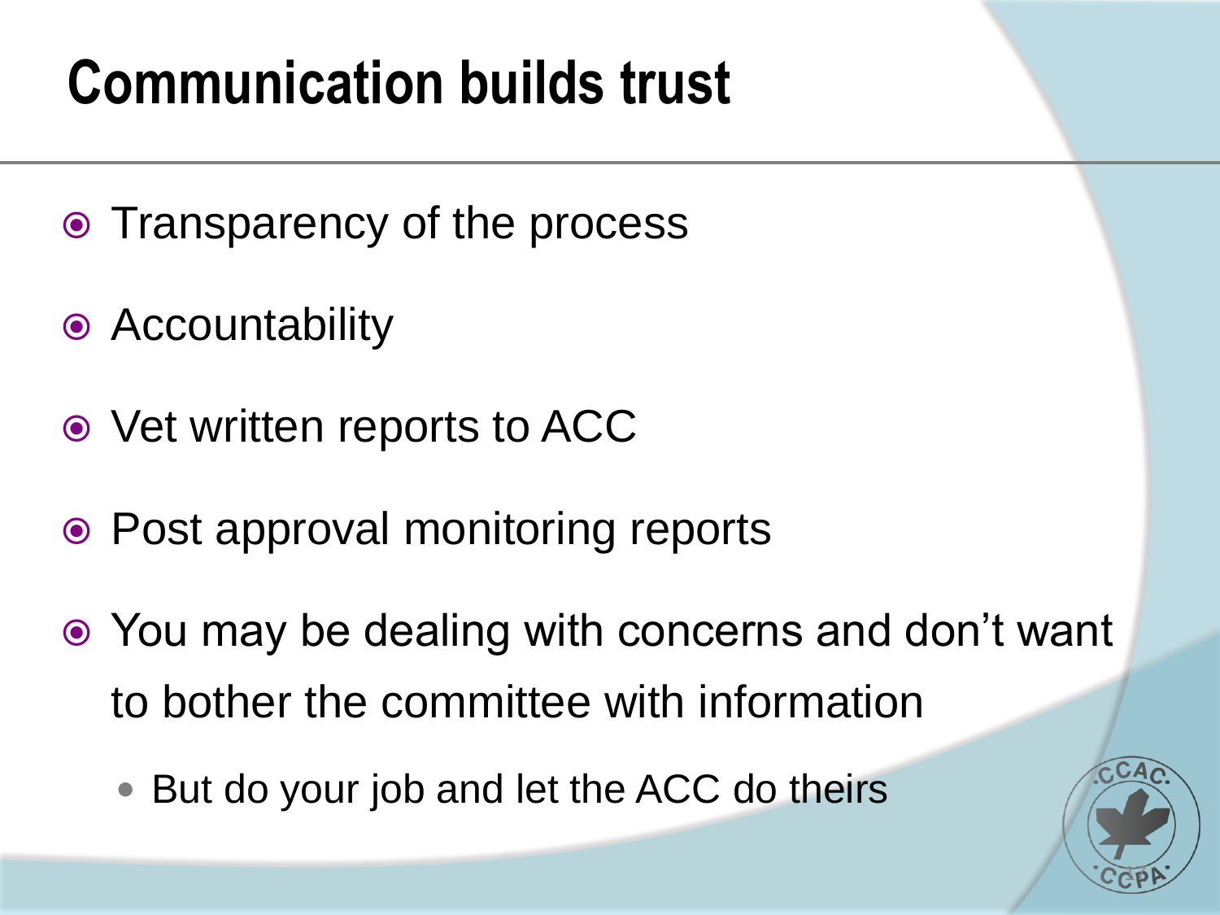# Communication builds trust

- Transparency of the process
- Accountability
- Vet written reports to ACC
- Post approval monitoring reports
- You may be dealing with concerns and don't want to bother the committee with information
  - But do your job and let the ACC do theirs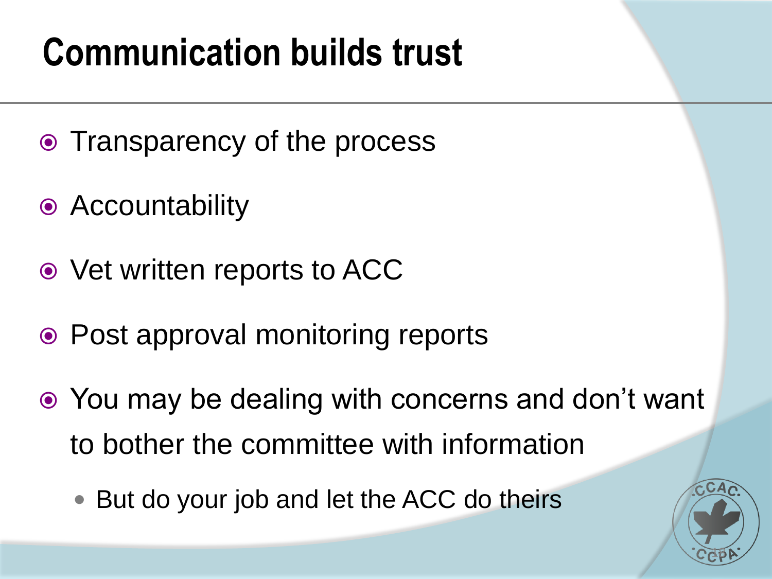# Communication builds trust

- Transparency of the process
- Accountability
- Vet written reports to ACC
- Post approval monitoring reports
- You may be dealing with concerns and don't want to bother the committee with information
  - But do your job and let the ACC do theirs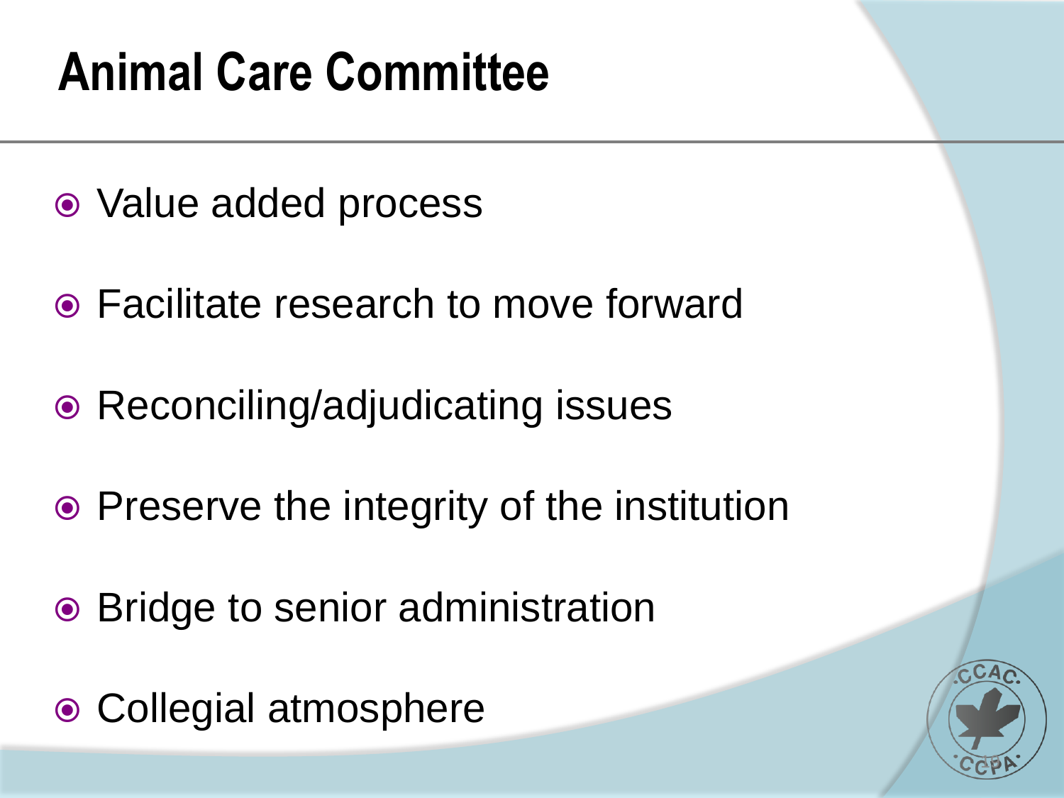# Animal Care Committee

- Value added process
- Facilitate research to move forward
- Reconciling/adjudicating issues
- Preserve the integrity of the institution
- Bridge to senior administration
- Collegial atmosphere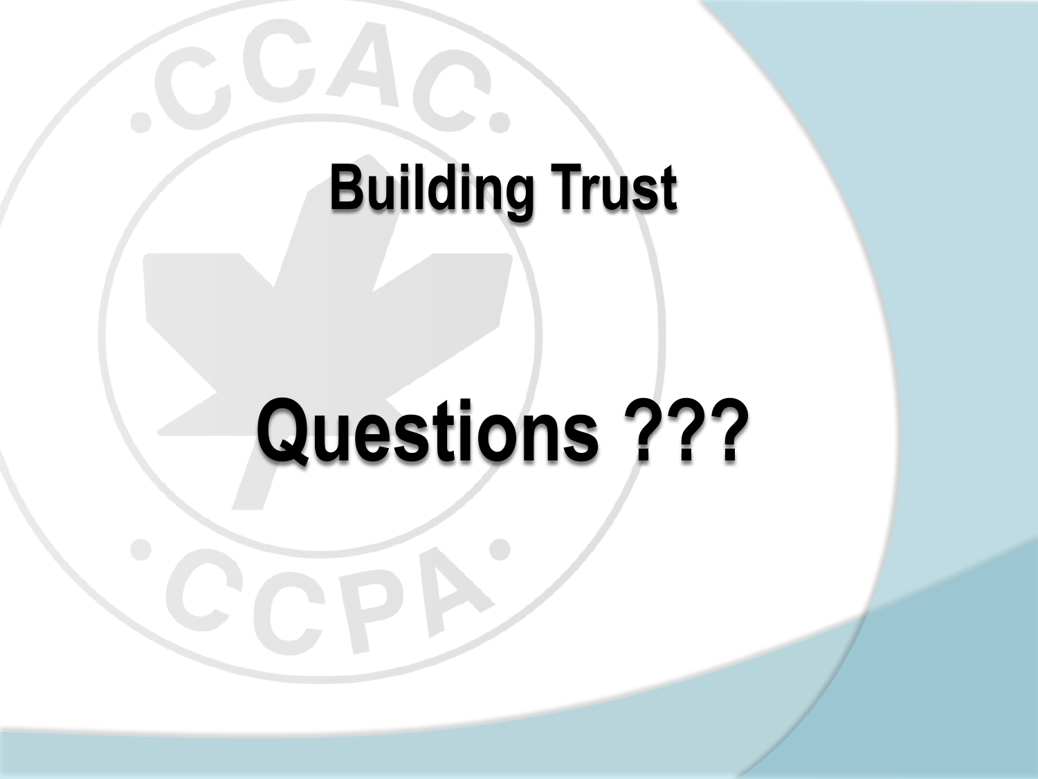# Building Trust

# Questions ???